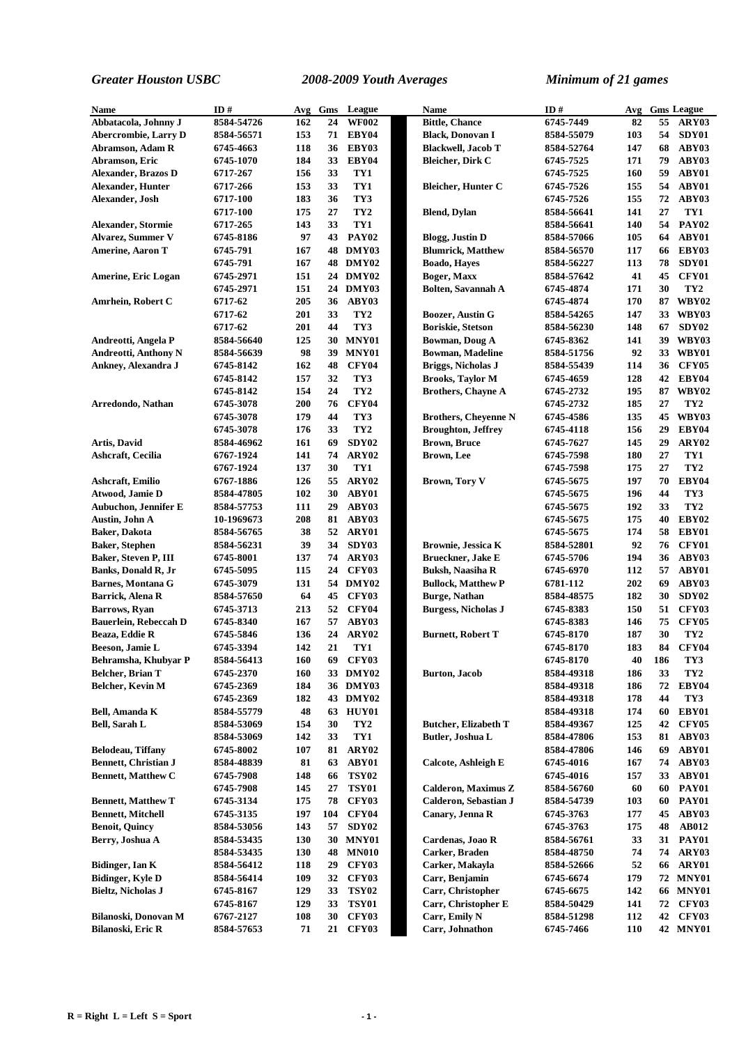*Greater Houston USBC* *2008-2009 Youth Averages* *Minimum of 21 games*

| Name | ID # | Avg | Gms | League |
|---|---|---|---|---|
| Abbatacola, Johnny J | 8584-54726 | 162 | 24 | WF002 |
| Abercrombie, Larry D | 8584-56571 | 153 | 71 | EBY04 |
| Abramson, Adam R | 6745-4663 | 118 | 36 | EBY03 |
| Abramson, Eric | 6745-1070 | 184 | 33 | EBY04 |
| Alexander, Brazos D | 6717-267 | 156 | 33 | TY1 |
| Alexander, Hunter | 6717-266 | 153 | 33 | TY1 |
| Alexander, Josh | 6717-100 | 183 | 36 | TY3 |
| | 6717-100 | 175 | 27 | TY2 |
| Alexander, Stormie | 6717-265 | 143 | 33 | TY1 |
| Alvarez, Summer V | 6745-8186 | 97 | 43 | PAY02 |
| Amerine, Aaron T | 6745-791 | 167 | 48 | DMY03 |
| | 6745-791 | 167 | 48 | DMY02 |
| Amerine, Eric Logan | 6745-2971 | 151 | 24 | DMY02 |
| | 6745-2971 | 151 | 24 | DMY03 |
| Amrhein, Robert C | 6717-62 | 205 | 36 | ABY03 |
| | 6717-62 | 201 | 33 | TY2 |
| | 6717-62 | 201 | 44 | TY3 |
| Andreotti, Angela P | 8584-56640 | 125 | 30 | MNY01 |
| Andreotti, Anthony N | 8584-56639 | 98 | 39 | MNY01 |
| Ankney, Alexandra J | 6745-8142 | 162 | 48 | CFY04 |
| | 6745-8142 | 157 | 32 | TY3 |
| | 6745-8142 | 154 | 24 | TY2 |
| Arredondo, Nathan | 6745-3078 | 200 | 76 | CFY04 |
| | 6745-3078 | 179 | 44 | TY3 |
| | 6745-3078 | 176 | 33 | TY2 |
| Artis, David | 8584-46962 | 161 | 69 | SDY02 |
| Ashcraft, Cecilia | 6767-1924 | 141 | 74 | ARY02 |
| | 6767-1924 | 137 | 30 | TY1 |
| Ashcraft, Emilio | 6767-1886 | 126 | 55 | ARY02 |
| Atwood, Jamie D | 8584-47805 | 102 | 30 | ABY01 |
| Aubuchon, Jennifer E | 8584-57753 | 111 | 29 | ABY03 |
| Austin, John A | 10-1969673 | 208 | 81 | ABY03 |
| Baker, Dakota | 8584-56765 | 38 | 52 | ARY01 |
| Baker, Stephen | 8584-56231 | 39 | 34 | SDY03 |
| Baker, Steven P, III | 6745-8001 | 137 | 74 | ARY03 |
| Banks, Donald R, Jr | 6745-5095 | 115 | 24 | CFY03 |
| Barnes, Montana G | 6745-3079 | 131 | 54 | DMY02 |
| Barrick, Alena R | 8584-57650 | 64 | 45 | CFY03 |
| Barrows, Ryan | 6745-3713 | 213 | 52 | CFY04 |
| Bauerlein, Rebeccah D | 6745-8340 | 167 | 57 | ABY03 |
| Beaza, Eddie R | 6745-5846 | 136 | 24 | ARY02 |
| Beeson, Jamie L | 6745-3394 | 142 | 21 | TY1 |
| Behramsha, Khubyar P | 8584-56413 | 160 | 69 | CFY03 |
| Belcher, Brian T | 6745-2370 | 160 | 33 | DMY02 |
| Belcher, Kevin M | 6745-2369 | 184 | 36 | DMY03 |
| | 6745-2369 | 182 | 43 | DMY02 |
| Bell, Amanda K | 8584-55779 | 48 | 63 | HUY01 |
| Bell, Sarah L | 8584-53069 | 154 | 30 | TY2 |
| | 8584-53069 | 142 | 33 | TY1 |
| Belodeau, Tiffany | 6745-8002 | 107 | 81 | ARY02 |
| Bennett, Christian J | 8584-48839 | 81 | 63 | ABY01 |
| Bennett, Matthew C | 6745-7908 | 148 | 66 | TSY02 |
| | 6745-7908 | 145 | 27 | TSY01 |
| Bennett, Matthew T | 6745-3134 | 175 | 78 | CFY03 |
| Bennett, Mitchell | 6745-3135 | 197 | 104 | CFY04 |
| Benoit, Quincy | 8584-53056 | 143 | 57 | SDY02 |
| Berry, Joshua A | 8584-53435 | 130 | 30 | MNY01 |
| | 8584-53435 | 130 | 48 | MN010 |
| Bidinger, Ian K | 8584-56412 | 118 | 29 | CFY03 |
| Bidinger, Kyle D | 8584-56414 | 109 | 32 | CFY03 |
| Bieltz, Nicholas J | 6745-8167 | 129 | 33 | TSY02 |
| | 6745-8167 | 129 | 33 | TSY01 |
| Bilanoski, Donovan M | 6767-2127 | 108 | 30 | CFY03 |
| Bilanoski, Eric R | 8584-57653 | 71 | 21 | CFY03 |
| Bittle, Chance | 6745-7449 | 82 | 55 | ARY03 |
| Black, Donovan I | 8584-55079 | 103 | 54 | SDY01 |
| Blackwell, Jacob T | 8584-52764 | 147 | 68 | ABY03 |
| Bleicher, Dirk C | 6745-7525 | 171 | 79 | ABY03 |
| | 6745-7525 | 160 | 59 | ABY01 |
| Bleicher, Hunter C | 6745-7526 | 155 | 54 | ABY01 |
| | 6745-7526 | 155 | 72 | ABY03 |
| Blend, Dylan | 8584-56641 | 141 | 27 | TY1 |
| | 8584-56641 | 140 | 54 | PAY02 |
| Blogg, Justin D | 8584-57066 | 105 | 64 | ABY01 |
| Blumrick, Matthew | 8584-56570 | 117 | 66 | EBY03 |
| Boado, Hayes | 8584-56227 | 113 | 78 | SDY01 |
| Boger, Maxx | 8584-57642 | 41 | 45 | CFY01 |
| Bolten, Savannah A | 6745-4874 | 171 | 30 | TY2 |
| | 6745-4874 | 170 | 87 | WBY02 |
| Boozer, Austin G | 8584-54265 | 147 | 33 | WBY03 |
| Boriskie, Stetson | 8584-56230 | 148 | 67 | SDY02 |
| Bowman, Doug A | 6745-8362 | 141 | 39 | WBY03 |
| Bowman, Madeline | 8584-51756 | 92 | 33 | WBY01 |
| Briggs, Nicholas J | 8584-55439 | 114 | 36 | CFY05 |
| Brooks, Taylor M | 6745-4659 | 128 | 42 | EBY04 |
| Brothers, Chayne A | 6745-2732 | 195 | 87 | WBY02 |
| | 6745-2732 | 185 | 27 | TY2 |
| Brothers, Cheyenne N | 6745-4586 | 135 | 45 | WBY03 |
| Broughton, Jeffrey | 6745-4118 | 156 | 29 | EBY04 |
| Brown, Bruce | 6745-7627 | 145 | 29 | ARY02 |
| Brown, Lee | 6745-7598 | 180 | 27 | TY1 |
| | 6745-7598 | 175 | 27 | TY2 |
| Brown, Tory V | 6745-5675 | 197 | 70 | EBY04 |
| | 6745-5675 | 196 | 44 | TY3 |
| | 6745-5675 | 192 | 33 | TY2 |
| | 6745-5675 | 175 | 40 | EBY02 |
| | 6745-5675 | 174 | 58 | EBY01 |
| Brownie, Jessica K | 8584-52801 | 92 | 76 | CFY01 |
| Brueckner, Jake E | 6745-5706 | 194 | 36 | ABY03 |
| Buksh, Naasiha R | 6745-6970 | 112 | 57 | ABY01 |
| Bullock, Matthew P | 6781-112 | 202 | 69 | ABY03 |
| Burge, Nathan | 8584-48575 | 182 | 30 | SDY02 |
| Burgess, Nicholas J | 6745-8383 | 150 | 51 | CFY03 |
| | 6745-8383 | 146 | 75 | CFY05 |
| Burnett, Robert T | 6745-8170 | 187 | 30 | TY2 |
| | 6745-8170 | 183 | 84 | CFY04 |
| | 6745-8170 | 40 | 186 | TY3 |
| Burton, Jacob | 8584-49318 | 186 | 33 | TY2 |
| | 8584-49318 | 186 | 72 | EBY04 |
| | 8584-49318 | 178 | 44 | TY3 |
| | 8584-49318 | 174 | 60 | EBY01 |
| Butcher, Elizabeth T | 8584-49367 | 125 | 42 | CFY05 |
| Butler, Joshua L | 8584-47806 | 153 | 81 | ABY03 |
| | 8584-47806 | 146 | 69 | ABY01 |
| Calcote, Ashleigh E | 6745-4016 | 167 | 74 | ABY03 |
| | 6745-4016 | 157 | 33 | ABY01 |
| Calderon, Maximus Z | 8584-56760 | 60 | 60 | PAY01 |
| Calderon, Sebastian J | 8584-54739 | 103 | 60 | PAY01 |
| Canary, Jenna R | 6745-3763 | 177 | 45 | ABY03 |
| | 6745-3763 | 175 | 48 | AB012 |
| Cardenas, Joao R | 8584-56761 | 33 | 31 | PAY01 |
| Carker, Braden | 8584-48750 | 74 | 74 | ARY03 |
| Carker, Makayla | 8584-52666 | 52 | 66 | ARY01 |
| Carr, Benjamin | 6745-6674 | 179 | 72 | MNY01 |
| Carr, Christopher | 6745-6675 | 142 | 66 | MNY01 |
| Carr, Christopher E | 8584-50429 | 141 | 72 | CFY03 |
| Carr, Emily N | 8584-51298 | 112 | 42 | CFY03 |
| Carr, Johnathon | 6745-7466 | 110 | 42 | MNY01 |

R = Right L = Left S = Sport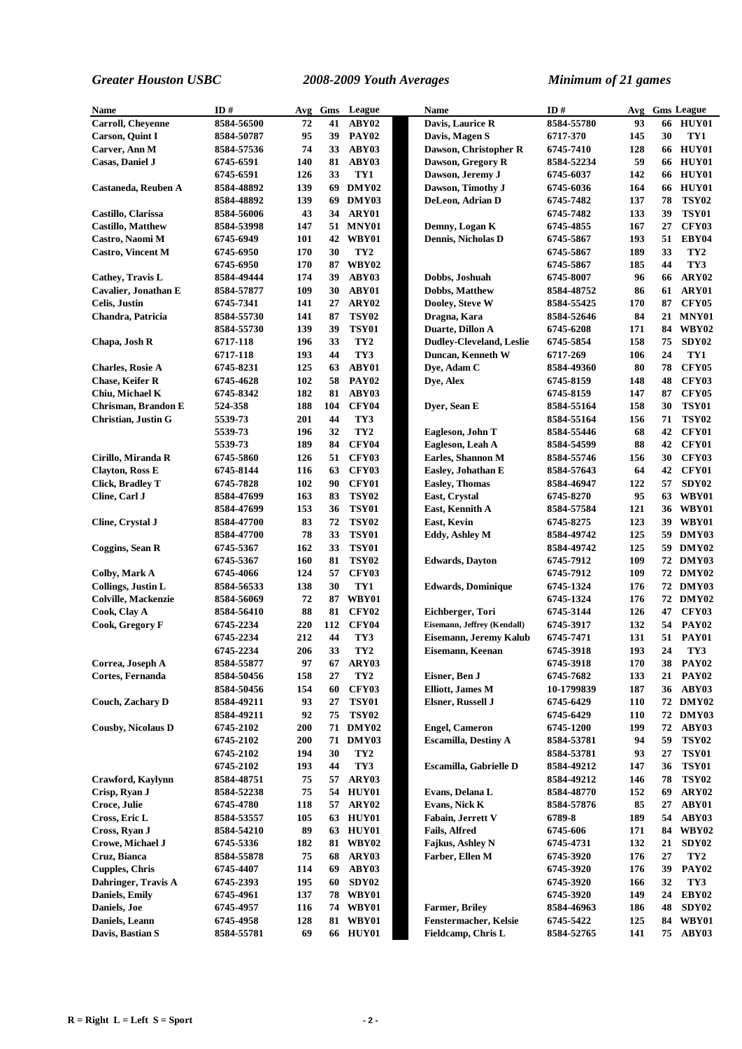*Greater Houston USBC* *2008-2009 Youth Averages* *Minimum of 21 games*

| Name | ID # | Avg | Gms | League |
|---|---|---|---|---|
| Carroll, Cheyenne | 8584-56500 | 72 | 41 | ABY02 |
| Carson, Quint I | 8584-50787 | 95 | 39 | PAY02 |
| Carver, Ann M | 8584-57536 | 74 | 33 | ABY03 |
| Casas, Daniel J | 6745-6591 | 140 | 81 | ABY03 |
| | 6745-6591 | 126 | 33 | TY1 |
| Castaneda, Reuben A | 8584-48892 | 139 | 69 | DMY02 |
| | 8584-48892 | 139 | 69 | DMY03 |
| Castillo, Clarissa | 8584-56006 | 43 | 34 | ARY01 |
| Castillo, Matthew | 8584-53998 | 147 | 51 | MNY01 |
| Castro, Naomi M | 6745-6949 | 101 | 42 | WBY01 |
| Castro, Vincent M | 6745-6950 | 170 | 30 | TY2 |
| | 6745-6950 | 170 | 87 | WBY02 |
| Cathey, Travis L | 8584-49444 | 174 | 39 | ABY03 |
| Cavalier, Jonathan E | 8584-57877 | 109 | 30 | ABY01 |
| Celis, Justin | 6745-7341 | 141 | 27 | ARY02 |
| Chandra, Patricia | 8584-55730 | 141 | 87 | TSY02 |
| | 8584-55730 | 139 | 39 | TSY01 |
| Chapa, Josh R | 6717-118 | 196 | 33 | TY2 |
| | 6717-118 | 193 | 44 | TY3 |
| Charles, Rosie A | 6745-8231 | 125 | 63 | ABY01 |
| Chase, Keifer R | 6745-4628 | 102 | 58 | PAY02 |
| Chiu, Michael K | 6745-8342 | 182 | 81 | ABY03 |
| Chrisman, Brandon E | 524-358 | 188 | 104 | CFY04 |
| Christian, Justin G | 5539-73 | 201 | 44 | TY3 |
| | 5539-73 | 196 | 32 | TY2 |
| | 5539-73 | 189 | 84 | CFY04 |
| Cirillo, Miranda R | 6745-5860 | 126 | 51 | CFY03 |
| Clayton, Ross E | 6745-8144 | 116 | 63 | CFY03 |
| Click, Bradley T | 6745-7828 | 102 | 90 | CFY01 |
| Cline, Carl J | 8584-47699 | 163 | 83 | TSY02 |
| | 8584-47699 | 153 | 36 | TSY01 |
| Cline, Crystal J | 8584-47700 | 83 | 72 | TSY02 |
| | 8584-47700 | 78 | 33 | TSY01 |
| Coggins, Sean R | 6745-5367 | 162 | 33 | TSY01 |
| | 6745-5367 | 160 | 81 | TSY02 |
| Colby, Mark A | 6745-4066 | 124 | 57 | CFY03 |
| Collings, Justin L | 8584-56533 | 138 | 30 | TY1 |
| Colville, Mackenzie | 8584-56069 | 72 | 87 | WBY01 |
| Cook, Clay A | 8584-56410 | 88 | 81 | CFY02 |
| Cook, Gregory F | 6745-2234 | 220 | 112 | CFY04 |
| | 6745-2234 | 212 | 44 | TY3 |
| | 6745-2234 | 206 | 33 | TY2 |
| Correa, Joseph A | 8584-55877 | 97 | 67 | ARY03 |
| Cortes, Fernanda | 8584-50456 | 158 | 27 | TY2 |
| | 8584-50456 | 154 | 60 | CFY03 |
| Couch, Zachary D | 8584-49211 | 93 | 27 | TSY01 |
| | 8584-49211 | 92 | 75 | TSY02 |
| Cousby, Nicolaus D | 6745-2102 | 200 | 71 | DMY02 |
| | 6745-2102 | 200 | 71 | DMY03 |
| | 6745-2102 | 194 | 30 | TY2 |
| | 6745-2102 | 193 | 44 | TY3 |
| Crawford, Kaylynn | 8584-48751 | 75 | 57 | ARY03 |
| Crisp, Ryan J | 8584-52238 | 75 | 54 | HUY01 |
| Croce, Julie | 6745-4780 | 118 | 57 | ARY02 |
| Cross, Eric L | 8584-53557 | 105 | 63 | HUY01 |
| Cross, Ryan J | 8584-54210 | 89 | 63 | HUY01 |
| Crowe, Michael J | 6745-5336 | 182 | 81 | WBY02 |
| Cruz, Bianca | 8584-55878 | 75 | 68 | ARY03 |
| Cupples, Chris | 6745-4407 | 114 | 69 | ABY03 |
| Dahringer, Travis A | 6745-2393 | 195 | 60 | SDY02 |
| Daniels, Emily | 6745-4961 | 137 | 78 | WBY01 |
| Daniels, Joe | 6745-4957 | 116 | 74 | WBY01 |
| Daniels, Leann | 6745-4958 | 128 | 81 | WBY01 |
| Davis, Bastian S | 8584-55781 | 69 | 66 | HUY01 |
| Davis, Laurice R | 8584-55780 | 93 | 66 | HUY01 |
| Davis, Magen S | 6717-370 | 145 | 30 | TY1 |
| Dawson, Christopher R | 6745-7410 | 128 | 66 | HUY01 |
| Dawson, Gregory R | 8584-52234 | 59 | 66 | HUY01 |
| Dawson, Jeremy J | 6745-6037 | 142 | 66 | HUY01 |
| Dawson, Timothy J | 6745-6036 | 164 | 66 | HUY01 |
| DeLeon, Adrian D | 6745-7482 | 137 | 78 | TSY02 |
| | 6745-7482 | 133 | 39 | TSY01 |
| Demny, Logan K | 6745-4855 | 167 | 27 | CFY03 |
| Dennis, Nicholas D | 6745-5867 | 193 | 51 | EBY04 |
| | 6745-5867 | 189 | 33 | TY2 |
| | 6745-5867 | 185 | 44 | TY3 |
| Dobbs, Joshuah | 6745-8007 | 96 | 66 | ARY02 |
| Dobbs, Matthew | 8584-48752 | 86 | 61 | ARY01 |
| Dooley, Steve W | 8584-55425 | 170 | 87 | CFY05 |
| Dragna, Kara | 8584-52646 | 84 | 21 | MNY01 |
| Duarte, Dillon A | 6745-6208 | 171 | 84 | WBY02 |
| Dudley-Cleveland, Leslie | 6745-5854 | 158 | 75 | SDY02 |
| Duncan, Kenneth W | 6717-269 | 106 | 24 | TY1 |
| Dye, Adam C | 8584-49360 | 80 | 78 | CFY05 |
| Dye, Alex | 6745-8159 | 148 | 48 | CFY03 |
| | 6745-8159 | 147 | 87 | CFY05 |
| Dyer, Sean E | 8584-55164 | 158 | 30 | TSY01 |
| | 8584-55164 | 156 | 71 | TSY02 |
| Eagleson, John T | 8584-55446 | 68 | 42 | CFY01 |
| Eagleson, Leah A | 8584-54599 | 88 | 42 | CFY01 |
| Earles, Shannon M | 8584-55746 | 156 | 30 | CFY03 |
| Easley, Johathan E | 8584-57643 | 64 | 42 | CFY01 |
| Easley, Thomas | 8584-46947 | 122 | 57 | SDY02 |
| East, Crystal | 6745-8270 | 95 | 63 | WBY01 |
| East, Kennith A | 8584-57584 | 121 | 36 | WBY01 |
| East, Kevin | 6745-8275 | 123 | 39 | WBY01 |
| Eddy, Ashley M | 8584-49742 | 125 | 59 | DMY03 |
| | 8584-49742 | 125 | 59 | DMY02 |
| Edwards, Dayton | 6745-7912 | 109 | 72 | DMY03 |
| | 6745-7912 | 109 | 72 | DMY02 |
| Edwards, Dominique | 6745-1324 | 176 | 72 | DMY03 |
| | 6745-1324 | 176 | 72 | DMY02 |
| Eichberger, Tori | 6745-3144 | 126 | 47 | CFY03 |
| Eisemann, Jeffrey (Kendall) | 6745-3917 | 132 | 54 | PAY02 |
| Eisemann, Jeremy Kalub | 6745-7471 | 131 | 51 | PAY01 |
| Eisemann, Keenan | 6745-3918 | 193 | 24 | TY3 |
| | 6745-3918 | 170 | 38 | PAY02 |
| Eisner, Ben J | 6745-7682 | 133 | 21 | PAY02 |
| Elliott, James M | 10-1799839 | 187 | 36 | ABY03 |
| Elsner, Russell J | 6745-6429 | 110 | 72 | DMY02 |
| | 6745-6429 | 110 | 72 | DMY03 |
| Engel, Cameron | 6745-1200 | 199 | 72 | ABY03 |
| Escamilla, Destiny A | 8584-53781 | 94 | 59 | TSY02 |
| | 8584-53781 | 93 | 27 | TSY01 |
| Escamilla, Gabrielle D | 8584-49212 | 147 | 36 | TSY01 |
| | 8584-49212 | 146 | 78 | TSY02 |
| Evans, Delana L | 8584-48770 | 152 | 69 | ARY02 |
| Evans, Nick K | 8584-57876 | 85 | 27 | ABY01 |
| Fabain, Jerrett V | 6789-8 | 189 | 54 | ABY03 |
| Fails, Alfred | 6745-606 | 171 | 84 | WBY02 |
| Fajkus, Ashley N | 6745-4731 | 132 | 21 | SDY02 |
| Farber, Ellen M | 6745-3920 | 176 | 27 | TY2 |
| | 6745-3920 | 176 | 39 | PAY02 |
| | 6745-3920 | 166 | 32 | TY3 |
| | 6745-3920 | 149 | 24 | EBY02 |
| Farmer, Briley | 8584-46963 | 186 | 48 | SDY02 |
| Fenstermacher, Kelsie | 6745-5422 | 125 | 84 | WBY01 |
| Fieldcamp, Chris L | 8584-52765 | 141 | 75 | ABY03 |

R = Right L = Left S = Sport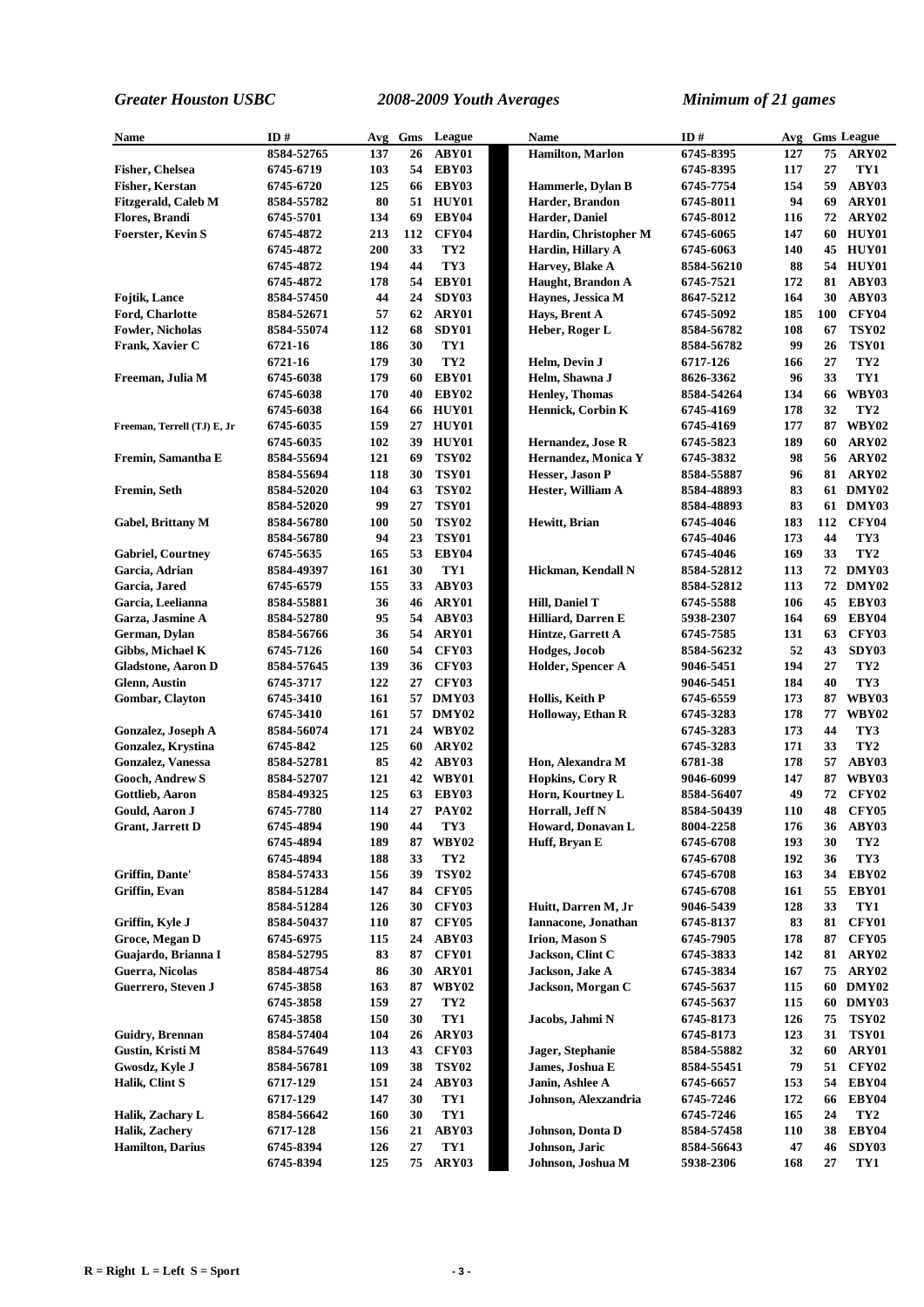*Greater Houston USBC* *2008-2009 Youth Averages* *Minimum of 21 games*

| Name | ID # | Avg | Gms | League |
|---|---|---|---|---|
| | 8584-52765 | 137 | 26 | ABY01 |
| Fisher, Chelsea | 6745-6719 | 103 | 54 | EBY03 |
| Fisher, Kerstan | 6745-6720 | 125 | 66 | EBY03 |
| Fitzgerald, Caleb M | 8584-55782 | 80 | 51 | HUY01 |
| Flores, Brandi | 6745-5701 | 134 | 69 | EBY04 |
| Foerster, Kevin S | 6745-4872 | 213 | 112 | CFY04 |
| | 6745-4872 | 200 | 33 | TY2 |
| | 6745-4872 | 194 | 44 | TY3 |
| | 6745-4872 | 178 | 54 | EBY01 |
| Fojtik, Lance | 8584-57450 | 44 | 24 | SDY03 |
| Ford, Charlotte | 8584-52671 | 57 | 62 | ARY01 |
| Fowler, Nicholas | 8584-55074 | 112 | 68 | SDY01 |
| Frank, Xavier C | 6721-16 | 186 | 30 | TY1 |
| | 6721-16 | 179 | 30 | TY2 |
| Freeman, Julia M | 6745-6038 | 179 | 60 | EBY01 |
| | 6745-6038 | 170 | 40 | EBY02 |
| | 6745-6038 | 164 | 66 | HUY01 |
| Freeman, Terrell (TJ) E, Jr | 6745-6035 | 159 | 27 | HUY01 |
| | 6745-6035 | 102 | 39 | HUY01 |
| Fremin, Samantha E | 8584-55694 | 121 | 69 | TSY02 |
| | 8584-55694 | 118 | 30 | TSY01 |
| Fremin, Seth | 8584-52020 | 104 | 63 | TSY02 |
| | 8584-52020 | 99 | 27 | TSY01 |
| Gabel, Brittany M | 8584-56780 | 100 | 50 | TSY02 |
| | 8584-56780 | 94 | 23 | TSY01 |
| Gabriel, Courtney | 6745-5635 | 165 | 53 | EBY04 |
| Garcia, Adrian | 8584-49397 | 161 | 30 | TY1 |
| Garcia, Jared | 6745-6579 | 155 | 33 | ABY03 |
| Garcia, Leelianna | 8584-55881 | 36 | 46 | ARY01 |
| Garza, Jasmine A | 8584-52780 | 95 | 54 | ABY03 |
| German, Dylan | 8584-56766 | 36 | 54 | ARY01 |
| Gibbs, Michael K | 6745-7126 | 160 | 54 | CFY03 |
| Gladstone, Aaron D | 8584-57645 | 139 | 36 | CFY03 |
| Glenn, Austin | 6745-3717 | 122 | 27 | CFY03 |
| Gombar, Clayton | 6745-3410 | 161 | 57 | DMY03 |
| | 6745-3410 | 161 | 57 | DMY02 |
| Gonzalez, Joseph A | 8584-56074 | 171 | 24 | WBY02 |
| Gonzalez, Krystina | 6745-842 | 125 | 60 | ARY02 |
| Gonzalez, Vanessa | 8584-52781 | 85 | 42 | ABY03 |
| Gooch, Andrew S | 8584-52707 | 121 | 42 | WBY01 |
| Gottlieb, Aaron | 8584-49325 | 125 | 63 | EBY03 |
| Gould, Aaron J | 6745-7780 | 114 | 27 | PAY02 |
| Grant, Jarrett D | 6745-4894 | 190 | 44 | TY3 |
| | 6745-4894 | 189 | 87 | WBY02 |
| | 6745-4894 | 188 | 33 | TY2 |
| Griffin, Dante' | 8584-57433 | 156 | 39 | TSY02 |
| Griffin, Evan | 8584-51284 | 147 | 84 | CFY05 |
| | 8584-51284 | 126 | 30 | CFY03 |
| Griffin, Kyle J | 8584-50437 | 110 | 87 | CFY05 |
| Groce, Megan D | 6745-6975 | 115 | 24 | ABY03 |
| Guajardo, Brianna I | 8584-52795 | 83 | 87 | CFY01 |
| Guerra, Nicolas | 8584-48754 | 86 | 30 | ARY01 |
| Guerrero, Steven J | 6745-3858 | 163 | 87 | WBY02 |
| | 6745-3858 | 159 | 27 | TY2 |
| | 6745-3858 | 150 | 30 | TY1 |
| Guidry, Brennan | 8584-57404 | 104 | 26 | ARY03 |
| Gustin, Kristi M | 8584-57649 | 113 | 43 | CFY03 |
| Gwosdz, Kyle J | 8584-56781 | 109 | 38 | TSY02 |
| Halik, Clint S | 6717-129 | 151 | 24 | ABY03 |
| | 6717-129 | 147 | 30 | TY1 |
| Halik, Zachary L | 8584-56642 | 160 | 30 | TY1 |
| Halik, Zachery | 6717-128 | 156 | 21 | ABY03 |
| Hamilton, Darius | 6745-8394 | 126 | 27 | TY1 |
| | 6745-8394 | 125 | 75 | ARY03 |
| Hamilton, Marlon | 6745-8395 | 127 | 75 | ARY02 |
| | 6745-8395 | 117 | 27 | TY1 |
| Hammerle, Dylan B | 6745-7754 | 154 | 59 | ABY03 |
| Harder, Brandon | 6745-8011 | 94 | 69 | ARY01 |
| Harder, Daniel | 6745-8012 | 116 | 72 | ARY02 |
| Hardin, Christopher M | 6745-6065 | 147 | 60 | HUY01 |
| Hardin, Hillary A | 6745-6063 | 140 | 45 | HUY01 |
| Harvey, Blake A | 8584-56210 | 88 | 54 | HUY01 |
| Haught, Brandon A | 6745-7521 | 172 | 81 | ABY03 |
| Haynes, Jessica M | 8647-5212 | 164 | 30 | ABY03 |
| Hays, Brent A | 6745-5092 | 185 | 100 | CFY04 |
| Heber, Roger L | 8584-56782 | 108 | 67 | TSY02 |
| | 8584-56782 | 99 | 26 | TSY01 |
| Helm, Devin J | 6717-126 | 166 | 27 | TY2 |
| Helm, Shawna J | 8626-3362 | 96 | 33 | TY1 |
| Henley, Thomas | 8584-54264 | 134 | 66 | WBY03 |
| Hennick, Corbin K | 6745-4169 | 178 | 32 | TY2 |
| | 6745-4169 | 177 | 87 | WBY02 |
| Hernandez, Jose R | 6745-5823 | 189 | 60 | ARY02 |
| Hernandez, Monica Y | 6745-3832 | 98 | 56 | ARY02 |
| Hesser, Jason P | 8584-55887 | 96 | 81 | ARY02 |
| Hester, William A | 8584-48893 | 83 | 61 | DMY02 |
| | 8584-48893 | 83 | 61 | DMY03 |
| Hewitt, Brian | 6745-4046 | 183 | 112 | CFY04 |
| | 6745-4046 | 173 | 44 | TY3 |
| | 6745-4046 | 169 | 33 | TY2 |
| Hickman, Kendall N | 8584-52812 | 113 | 72 | DMY03 |
| | 8584-52812 | 113 | 72 | DMY02 |
| Hill, Daniel T | 6745-5588 | 106 | 45 | EBY03 |
| Hilliard, Darren E | 5938-2307 | 164 | 69 | EBY04 |
| Hintze, Garrett A | 6745-7585 | 131 | 63 | CFY03 |
| Hodges, Jocob | 8584-56232 | 52 | 43 | SDY03 |
| Holder, Spencer A | 9046-5451 | 194 | 27 | TY2 |
| | 9046-5451 | 184 | 40 | TY3 |
| Hollis, Keith P | 6745-6559 | 173 | 87 | WBY03 |
| Holloway, Ethan R | 6745-3283 | 178 | 77 | WBY02 |
| | 6745-3283 | 173 | 44 | TY3 |
| | 6745-3283 | 171 | 33 | TY2 |
| Hon, Alexandra M | 6781-38 | 178 | 57 | ABY03 |
| Hopkins, Cory R | 9046-6099 | 147 | 87 | WBY03 |
| Horn, Kourtney L | 8584-56407 | 49 | 72 | CFY02 |
| Horrall, Jeff N | 8584-50439 | 110 | 48 | CFY05 |
| Howard, Donavan L | 8004-2258 | 176 | 36 | ABY03 |
| Huff, Bryan E | 6745-6708 | 193 | 30 | TY2 |
| | 6745-6708 | 192 | 36 | TY3 |
| | 6745-6708 | 163 | 34 | EBY02 |
| | 6745-6708 | 161 | 55 | EBY01 |
| Huitt, Darren M, Jr | 9046-5439 | 128 | 33 | TY1 |
| Iannacone, Jonathan | 6745-8137 | 83 | 81 | CFY01 |
| Irion, Mason S | 6745-7905 | 178 | 87 | CFY05 |
| Jackson, Clint C | 6745-3833 | 142 | 81 | ARY02 |
| Jackson, Jake A | 6745-3834 | 167 | 75 | ARY02 |
| Jackson, Morgan C | 6745-5637 | 115 | 60 | DMY02 |
| | 6745-5637 | 115 | 60 | DMY03 |
| Jacobs, Jahmi N | 6745-8173 | 126 | 75 | TSY02 |
| | 6745-8173 | 123 | 31 | TSY01 |
| Jager, Stephanie | 8584-55882 | 32 | 60 | ARY01 |
| James, Joshua E | 8584-55451 | 79 | 51 | CFY02 |
| Janin, Ashlee A | 6745-6657 | 153 | 54 | EBY04 |
| Johnson, Alexzandria | 6745-7246 | 172 | 66 | EBY04 |
| | 6745-7246 | 165 | 24 | TY2 |
| Johnson, Donta D | 8584-57458 | 110 | 38 | EBY04 |
| Johnson, Jaric | 8584-56643 | 47 | 46 | SDY03 |
| Johnson, Joshua M | 5938-2306 | 168 | 27 | TY1 |

R = Right L = Left S = Sport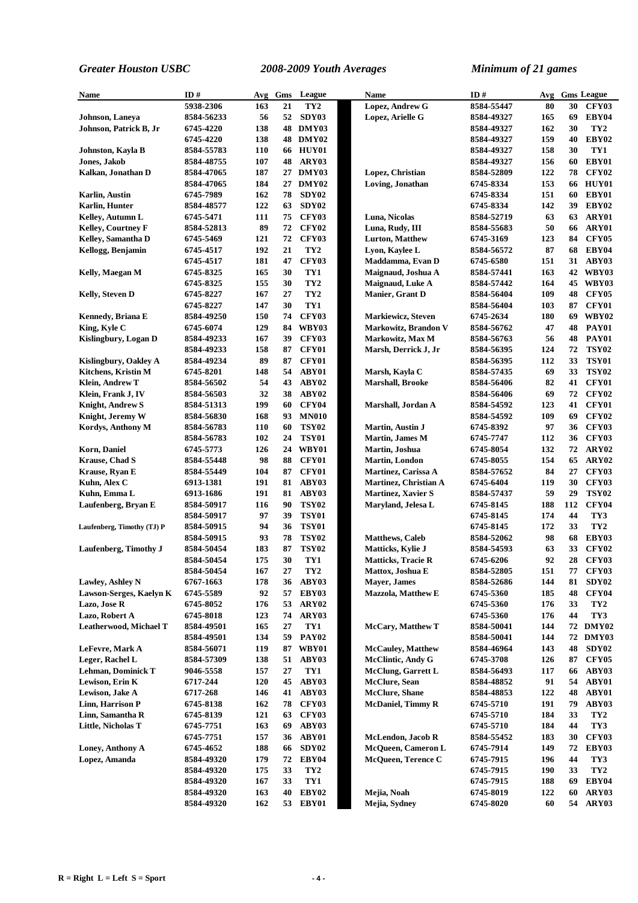| Name | ID # | Avg | Gms | League |
|---|---|---|---|---|
| | 5938-2306 | 163 | 21 | TY2 |
| Johnson, Laneya | 8584-56233 | 56 | 52 | SDY03 |
| Johnson, Patrick B, Jr | 6745-4220 | 138 | 48 | DMY03 |
| | 6745-4220 | 138 | 48 | DMY02 |
| Johnston, Kayla B | 8584-55783 | 110 | 66 | HUY01 |
| Jones, Jakob | 8584-48755 | 107 | 48 | ARY03 |
| Kalkan, Jonathan D | 8584-47065 | 187 | 27 | DMY03 |
| | 8584-47065 | 184 | 27 | DMY02 |
| Karlin, Austin | 6745-7989 | 162 | 78 | SDY02 |
| Karlin, Hunter | 8584-48577 | 122 | 63 | SDY02 |
| Kelley, Autumn L | 6745-5471 | 111 | 75 | CFY03 |
| Kelley, Courtney F | 8584-52813 | 89 | 72 | CFY02 |
| Kelley, Samantha D | 6745-5469 | 121 | 72 | CFY03 |
| Kellogg, Benjamin | 6745-4517 | 192 | 21 | TY2 |
| | 6745-4517 | 181 | 47 | CFY03 |
| Kelly, Maegan M | 6745-8325 | 165 | 30 | TY1 |
| | 6745-8325 | 155 | 30 | TY2 |
| Kelly, Steven D | 6745-8227 | 167 | 27 | TY2 |
| | 6745-8227 | 147 | 30 | TY1 |
| Kennedy, Briana E | 8584-49250 | 150 | 74 | CFY03 |
| King, Kyle C | 6745-6074 | 129 | 84 | WBY03 |
| Kislingbury, Logan D | 8584-49233 | 167 | 39 | CFY03 |
| | 8584-49233 | 158 | 87 | CFY01 |
| Kislingbury, Oakley A | 8584-49234 | 89 | 87 | CFY01 |
| Kitchens, Kristin M | 6745-8201 | 148 | 54 | ABY01 |
| Klein, Andrew T | 8584-56502 | 54 | 43 | ABY02 |
| Klein, Frank J, IV | 8584-56503 | 32 | 38 | ABY02 |
| Knight, Andrew S | 8584-51313 | 199 | 60 | CFY04 |
| Knight, Jeremy W | 8584-56830 | 168 | 93 | MN010 |
| Kordys, Anthony M | 8584-56783 | 110 | 60 | TSY02 |
| | 8584-56783 | 102 | 24 | TSY01 |
| Korn, Daniel | 6745-5773 | 126 | 24 | WBY01 |
| Krause, Chad S | 8584-55448 | 98 | 88 | CFY01 |
| Krause, Ryan E | 8584-55449 | 104 | 87 | CFY01 |
| Kuhn, Alex C | 6913-1381 | 191 | 81 | ABY03 |
| Kuhn, Emma L | 6913-1686 | 191 | 81 | ABY03 |
| Laufenberg, Bryan E | 8584-50917 | 116 | 90 | TSY02 |
| | 8584-50917 | 97 | 39 | TSY01 |
| Laufenberg, Timothy (TJ) P | 8584-50915 | 94 | 36 | TSY01 |
| | 8584-50915 | 93 | 78 | TSY02 |
| Laufenberg, Timothy J | 8584-50454 | 183 | 87 | TSY02 |
| | 8584-50454 | 175 | 30 | TY1 |
| | 8584-50454 | 167 | 27 | TY2 |
| Lawley, Ashley N | 6767-1663 | 178 | 36 | ABY03 |
| Lawson-Serges, Kaelyn K | 6745-5589 | 92 | 57 | EBY03 |
| Lazo, Jose R | 6745-8052 | 176 | 53 | ARY02 |
| Lazo, Robert A | 6745-8018 | 123 | 74 | ARY03 |
| Leatherwood, Michael T | 8584-49501 | 165 | 27 | TY1 |
| | 8584-49501 | 134 | 59 | PAY02 |
| LeFevre, Mark A | 8584-56071 | 119 | 87 | WBY01 |
| Leger, Rachel L | 8584-57309 | 138 | 51 | ABY03 |
| Lehman, Dominick T | 9046-5558 | 157 | 27 | TY1 |
| Lewison, Erin K | 6717-244 | 120 | 45 | ABY03 |
| Lewison, Jake A | 6717-268 | 146 | 41 | ABY03 |
| Linn, Harrison P | 6745-8138 | 162 | 78 | CFY03 |
| Linn, Samantha R | 6745-8139 | 121 | 63 | CFY03 |
| Little, Nicholas T | 6745-7751 | 163 | 69 | ABY03 |
| | 6745-7751 | 157 | 36 | ABY01 |
| Loney, Anthony A | 6745-4652 | 188 | 66 | SDY02 |
| Lopez, Amanda | 8584-49320 | 179 | 72 | EBY04 |
| | 8584-49320 | 175 | 33 | TY2 |
| | 8584-49320 | 167 | 33 | TY1 |
| | 8584-49320 | 163 | 40 | EBY02 |
| | 8584-49320 | 162 | 53 | EBY01 |
| Lopez, Andrew G | 8584-55447 | 80 | 30 | CFY03 |
| Lopez, Arielle G | 8584-49327 | 165 | 69 | EBY04 |
| | 8584-49327 | 162 | 30 | TY2 |
| | 8584-49327 | 159 | 40 | EBY02 |
| | 8584-49327 | 158 | 30 | TY1 |
| | 8584-49327 | 156 | 60 | EBY01 |
| Lopez, Christian | 8584-52809 | 122 | 78 | CFY02 |
| Loving, Jonathan | 6745-8334 | 153 | 66 | HUY01 |
| | 6745-8334 | 151 | 60 | EBY01 |
| | 6745-8334 | 142 | 39 | EBY02 |
| Luna, Nicolas | 8584-52719 | 63 | 63 | ARY01 |
| Luna, Rudy, III | 8584-55683 | 50 | 66 | ARY01 |
| Lurton, Matthew | 6745-3169 | 123 | 84 | CFY05 |
| Lyon, Kaylee L | 8584-56572 | 87 | 68 | EBY04 |
| Maddamma, Evan D | 6745-6580 | 151 | 31 | ABY03 |
| Maignaud, Joshua A | 8584-57441 | 163 | 42 | WBY03 |
| Maignaud, Luke A | 8584-57442 | 164 | 45 | WBY03 |
| Manier, Grant D | 8584-56404 | 109 | 48 | CFY05 |
| | 8584-56404 | 103 | 87 | CFY01 |
| Markiewicz, Steven | 6745-2634 | 180 | 69 | WBY02 |
| Markowitz, Brandon V | 8584-56762 | 47 | 48 | PAY01 |
| Markowitz, Max M | 8584-56763 | 56 | 48 | PAY01 |
| Marsh, Derrick J, Jr | 8584-56395 | 124 | 72 | TSY02 |
| | 8584-56395 | 112 | 33 | TSY01 |
| Marsh, Kayla C | 8584-57435 | 69 | 33 | TSY02 |
| Marshall, Brooke | 8584-56406 | 82 | 41 | CFY01 |
| | 8584-56406 | 69 | 72 | CFY02 |
| Marshall, Jordan A | 8584-54592 | 123 | 41 | CFY01 |
| | 8584-54592 | 109 | 69 | CFY02 |
| Martin, Austin J | 6745-8392 | 97 | 36 | CFY03 |
| Martin, James M | 6745-7747 | 112 | 36 | CFY03 |
| Martin, Joshua | 6745-8054 | 132 | 72 | ARY02 |
| Martin, London | 6745-8055 | 154 | 65 | ARY02 |
| Martinez, Carissa A | 8584-57652 | 84 | 27 | CFY03 |
| Martinez, Christian A | 6745-6404 | 119 | 30 | CFY03 |
| Martinez, Xavier S | 8584-57437 | 59 | 29 | TSY02 |
| Maryland, Jelesa L | 6745-8145 | 188 | 112 | CFY04 |
| | 6745-8145 | 174 | 44 | TY3 |
| | 6745-8145 | 172 | 33 | TY2 |
| Matthews, Caleb | 8584-52062 | 98 | 68 | EBY03 |
| Matticks, Kylie J | 8584-54593 | 63 | 33 | CFY02 |
| Matticks, Tracie R | 6745-6206 | 92 | 28 | CFY03 |
| Mattox, Joshua E | 8584-52805 | 151 | 77 | CFY03 |
| Mayer, James | 8584-52686 | 144 | 81 | SDY02 |
| Mazzola, Matthew E | 6745-5360 | 185 | 48 | CFY04 |
| | 6745-5360 | 176 | 33 | TY2 |
| | 6745-5360 | 176 | 44 | TY3 |
| McCary, Matthew T | 8584-50041 | 144 | 72 | DMY02 |
| | 8584-50041 | 144 | 72 | DMY03 |
| McCauley, Matthew | 8584-46964 | 143 | 48 | SDY02 |
| McClintic, Andy G | 6745-3708 | 126 | 87 | CFY05 |
| McClung, Garrett L | 8584-56493 | 117 | 66 | ABY03 |
| McClure, Sean | 8584-48852 | 91 | 54 | ABY01 |
| McClure, Shane | 8584-48853 | 122 | 48 | ABY01 |
| McDaniel, Timmy R | 6745-5710 | 191 | 79 | ABY03 |
| | 6745-5710 | 184 | 33 | TY2 |
| | 6745-5710 | 184 | 44 | TY3 |
| McLendon, Jacob R | 8584-55452 | 183 | 30 | CFY03 |
| McQueen, Cameron L | 6745-7914 | 149 | 72 | EBY03 |
| McQueen, Terence C | 6745-7915 | 196 | 44 | TY3 |
| | 6745-7915 | 190 | 33 | TY2 |
| | 6745-7915 | 188 | 69 | EBY04 |
| Mejia, Noah | 6745-8019 | 122 | 60 | ARY03 |
| Mejia, Sydney | 6745-8020 | 60 | 54 | ARY03 |

R = Right L = Left S = Sport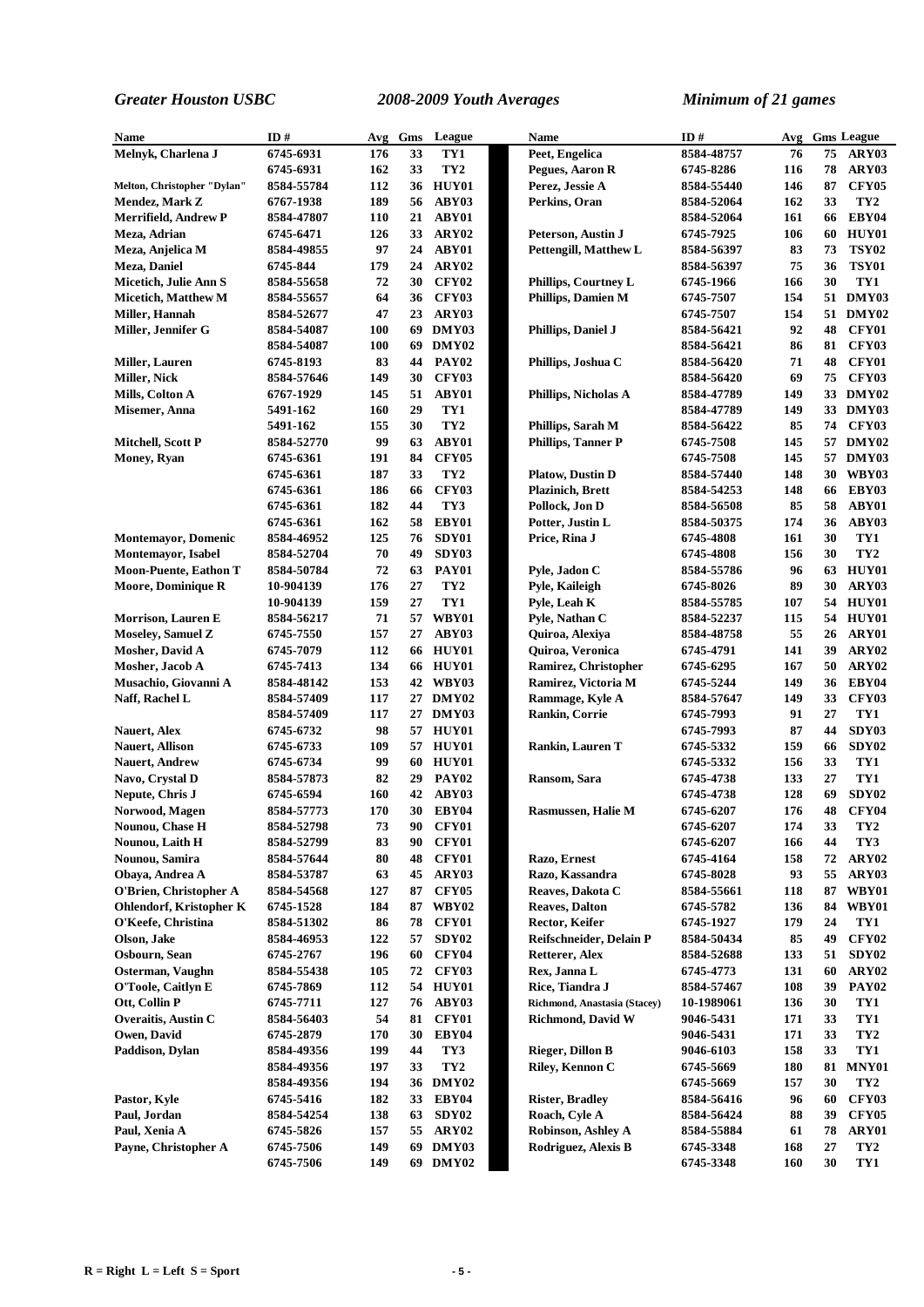*Greater Houston USBC* — *2008-2009 Youth Averages* — *Minimum of 21 games*

| Name | ID # | Avg | Gms | League |
|---|---|---|---|---|
| Melnyk, Charlena J | 6745-6931 | 176 | 33 | TY1 |
| | 6745-6931 | 162 | 33 | TY2 |
| Melton, Christopher "Dylan" | 8584-55784 | 112 | 36 | HUY01 |
| Mendez, Mark Z | 6767-1938 | 189 | 56 | ABY03 |
| Merrifield, Andrew P | 8584-47807 | 110 | 21 | ABY01 |
| Meza, Adrian | 6745-6471 | 126 | 33 | ARY02 |
| Meza, Anjelica M | 8584-49855 | 97 | 24 | ABY01 |
| Meza, Daniel | 6745-844 | 179 | 24 | ARY02 |
| Micetich, Julie Ann S | 8584-55658 | 72 | 30 | CFY02 |
| Micetich, Matthew M | 8584-55657 | 64 | 36 | CFY03 |
| Miller, Hannah | 8584-52677 | 47 | 23 | ARY03 |
| Miller, Jennifer G | 8584-54087 | 100 | 69 | DMY03 |
| | 8584-54087 | 100 | 69 | DMY02 |
| Miller, Lauren | 6745-8193 | 83 | 44 | PAY02 |
| Miller, Nick | 8584-57646 | 149 | 30 | CFY03 |
| Mills, Colton A | 6767-1929 | 145 | 51 | ABY01 |
| Misemer, Anna | 5491-162 | 160 | 29 | TY1 |
| | 5491-162 | 155 | 30 | TY2 |
| Mitchell, Scott P | 8584-52770 | 99 | 63 | ABY01 |
| Money, Ryan | 6745-6361 | 191 | 84 | CFY05 |
| | 6745-6361 | 187 | 33 | TY2 |
| | 6745-6361 | 186 | 66 | CFY03 |
| | 6745-6361 | 182 | 44 | TY3 |
| | 6745-6361 | 162 | 58 | EBY01 |
| Montemayor, Domenic | 8584-46952 | 125 | 76 | SDY01 |
| Montemayor, Isabel | 8584-52704 | 70 | 49 | SDY03 |
| Moon-Puente, Eathon T | 8584-50784 | 72 | 63 | PAY01 |
| Moore, Dominique R | 10-904139 | 176 | 27 | TY2 |
| | 10-904139 | 159 | 27 | TY1 |
| Morrison, Lauren E | 8584-56217 | 71 | 57 | WBY01 |
| Moseley, Samuel Z | 6745-7550 | 157 | 27 | ABY03 |
| Mosher, David A | 6745-7079 | 112 | 66 | HUY01 |
| Mosher, Jacob A | 6745-7413 | 134 | 66 | HUY01 |
| Musachio, Giovanni A | 8584-48142 | 153 | 42 | WBY03 |
| Naff, Rachel L | 8584-57409 | 117 | 27 | DMY02 |
| | 8584-57409 | 117 | 27 | DMY03 |
| Nauert, Alex | 6745-6732 | 98 | 57 | HUY01 |
| Nauert, Allison | 6745-6733 | 109 | 57 | HUY01 |
| Nauert, Andrew | 6745-6734 | 99 | 60 | HUY01 |
| Navo, Crystal D | 8584-57873 | 82 | 29 | PAY02 |
| Nepute, Chris J | 6745-6594 | 160 | 42 | ABY03 |
| Norwood, Magen | 8584-57773 | 170 | 30 | EBY04 |
| Nounou, Chase H | 8584-52798 | 73 | 90 | CFY01 |
| Nounou, Laith H | 8584-52799 | 83 | 90 | CFY01 |
| Nounou, Samira | 8584-57644 | 80 | 48 | CFY01 |
| Obaya, Andrea A | 8584-53787 | 63 | 45 | ARY03 |
| O'Brien, Christopher A | 8584-54568 | 127 | 87 | CFY05 |
| Ohlendorf, Kristopher K | 6745-1528 | 184 | 87 | WBY02 |
| O'Keefe, Christina | 8584-51302 | 86 | 78 | CFY01 |
| Olson, Jake | 8584-46953 | 122 | 57 | SDY02 |
| Osbourn, Sean | 6745-2767 | 196 | 60 | CFY04 |
| Osterman, Vaughn | 8584-55438 | 105 | 72 | CFY03 |
| O'Toole, Caitlyn E | 6745-7869 | 112 | 54 | HUY01 |
| Ott, Collin P | 6745-7711 | 127 | 76 | ABY03 |
| Overaitis, Austin C | 8584-56403 | 54 | 81 | CFY01 |
| Owen, David | 6745-2879 | 170 | 30 | EBY04 |
| Paddison, Dylan | 8584-49356 | 199 | 44 | TY3 |
| | 8584-49356 | 197 | 33 | TY2 |
| | 8584-49356 | 194 | 36 | DMY02 |
| Pastor, Kyle | 6745-5416 | 182 | 33 | EBY04 |
| Paul, Jordan | 8584-54254 | 138 | 63 | SDY02 |
| Paul, Xenia A | 6745-5826 | 157 | 55 | ARY02 |
| Payne, Christopher A | 6745-7506 | 149 | 69 | DMY03 |
| | 6745-7506 | 149 | 69 | DMY02 |
| Peet, Engelica | 8584-48757 | 76 | 75 | ARY03 |
| Pegues, Aaron R | 6745-8286 | 116 | 78 | ARY03 |
| Perez, Jessie A | 8584-55440 | 146 | 87 | CFY05 |
| Perkins, Oran | 8584-52064 | 162 | 33 | TY2 |
| | 8584-52064 | 161 | 66 | EBY04 |
| Peterson, Austin J | 6745-7925 | 106 | 60 | HUY01 |
| Pettengill, Matthew L | 8584-56397 | 83 | 73 | TSY02 |
| | 8584-56397 | 75 | 36 | TSY01 |
| Phillips, Courtney L | 6745-1966 | 166 | 30 | TY1 |
| Phillips, Damien M | 6745-7507 | 154 | 51 | DMY03 |
| | 6745-7507 | 154 | 51 | DMY02 |
| Phillips, Daniel J | 8584-56421 | 92 | 48 | CFY01 |
| | 8584-56421 | 86 | 81 | CFY03 |
| Phillips, Joshua C | 8584-56420 | 71 | 48 | CFY01 |
| | 8584-56420 | 69 | 75 | CFY03 |
| Phillips, Nicholas A | 8584-47789 | 149 | 33 | DMY02 |
| | 8584-47789 | 149 | 33 | DMY03 |
| Phillips, Sarah M | 8584-56422 | 85 | 74 | CFY03 |
| Phillips, Tanner P | 6745-7508 | 145 | 57 | DMY02 |
| | 6745-7508 | 145 | 57 | DMY03 |
| Platow, Dustin D | 8584-57440 | 148 | 30 | WBY03 |
| Plazinich, Brett | 8584-54253 | 148 | 66 | EBY03 |
| Pollock, Jon D | 8584-56508 | 85 | 58 | ABY01 |
| Potter, Justin L | 8584-50375 | 174 | 36 | ABY03 |
| Price, Rina J | 6745-4808 | 161 | 30 | TY1 |
| | 6745-4808 | 156 | 30 | TY2 |
| Pyle, Jadon C | 8584-55786 | 96 | 63 | HUY01 |
| Pyle, Kaileigh | 6745-8026 | 89 | 30 | ARY03 |
| Pyle, Leah K | 8584-55785 | 107 | 54 | HUY01 |
| Pyle, Nathan C | 8584-52237 | 115 | 54 | HUY01 |
| Quiroa, Alexiya | 8584-48758 | 55 | 26 | ARY01 |
| Quiroa, Veronica | 6745-4791 | 141 | 39 | ARY02 |
| Ramirez, Christopher | 6745-6295 | 167 | 50 | ARY02 |
| Ramirez, Victoria M | 6745-5244 | 149 | 36 | EBY04 |
| Rammage, Kyle A | 8584-57647 | 149 | 33 | CFY03 |
| Rankin, Corrie | 6745-7993 | 91 | 27 | TY1 |
| | 6745-7993 | 87 | 44 | SDY03 |
| Rankin, Lauren T | 6745-5332 | 159 | 66 | SDY02 |
| | 6745-5332 | 156 | 33 | TY1 |
| Ransom, Sara | 6745-4738 | 133 | 27 | TY1 |
| | 6745-4738 | 128 | 69 | SDY02 |
| Rasmussen, Halie M | 6745-6207 | 176 | 48 | CFY04 |
| | 6745-6207 | 174 | 33 | TY2 |
| | 6745-6207 | 166 | 44 | TY3 |
| Razo, Ernest | 6745-4164 | 158 | 72 | ARY02 |
| Razo, Kassandra | 6745-8028 | 93 | 55 | ARY03 |
| Reaves, Dakota C | 8584-55661 | 118 | 87 | WBY01 |
| Reaves, Dalton | 6745-5782 | 136 | 84 | WBY01 |
| Rector, Keifer | 6745-1927 | 179 | 24 | TY1 |
| Reifschneider, Delain P | 8584-50434 | 85 | 49 | CFY02 |
| Retterer, Alex | 8584-52688 | 133 | 51 | SDY02 |
| Rex, Janna L | 6745-4773 | 131 | 60 | ARY02 |
| Rice, Tiandra J | 8584-57467 | 108 | 39 | PAY02 |
| Richmond, Anastasia (Stacey) | 10-1989061 | 136 | 30 | TY1 |
| Richmond, David W | 9046-5431 | 171 | 33 | TY1 |
| | 9046-5431 | 171 | 33 | TY2 |
| Rieger, Dillon B | 9046-6103 | 158 | 33 | TY1 |
| Riley, Kennon C | 6745-5669 | 180 | 81 | MNY01 |
| | 6745-5669 | 157 | 30 | TY2 |
| Rister, Bradley | 8584-56416 | 96 | 60 | CFY03 |
| Roach, Cyle A | 8584-56424 | 88 | 39 | CFY05 |
| Robinson, Ashley A | 8584-55884 | 61 | 78 | ARY01 |
| Rodriguez, Alexis B | 6745-3348 | 168 | 27 | TY2 |
| | 6745-3348 | 160 | 30 | TY1 |

R = Right  L = Left  S = Sport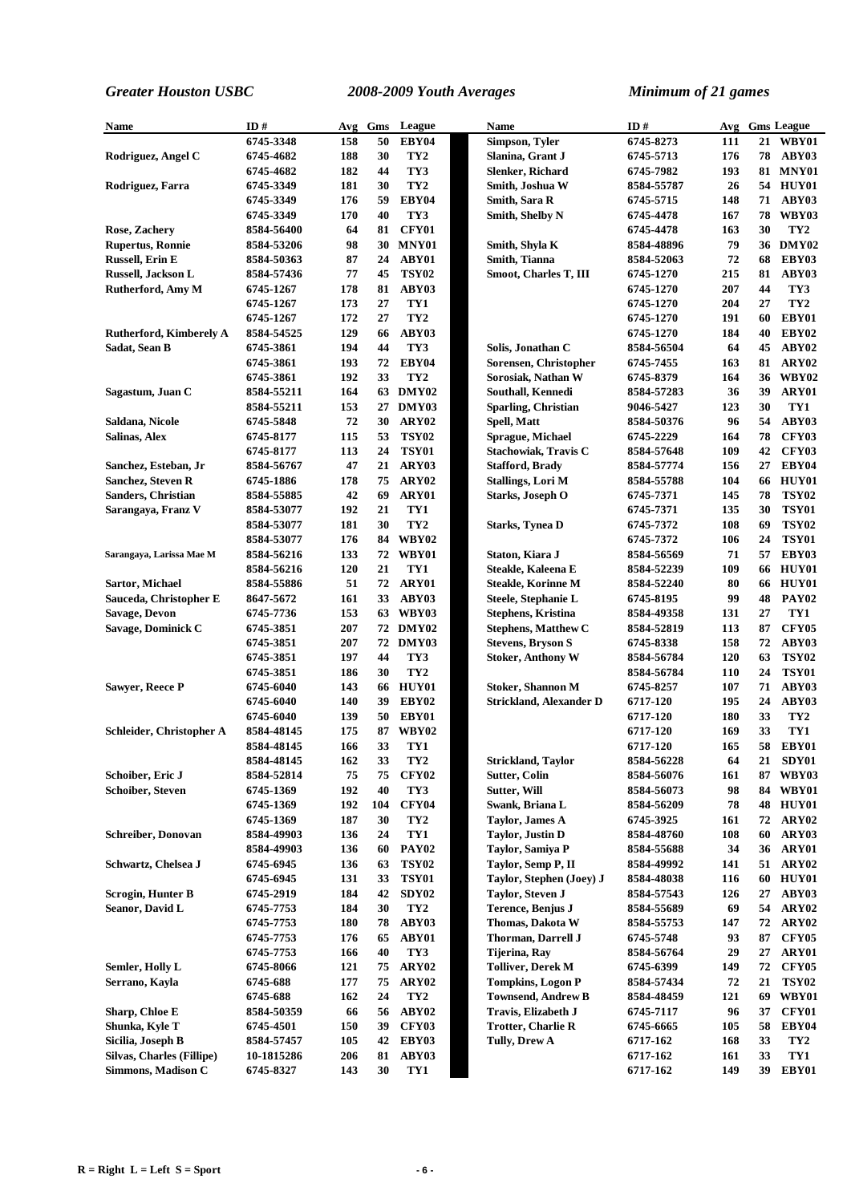| Name | ID # | Avg | Gms | League |
|---|---|---|---|---|
| | 6745-3348 | 158 | 50 | EBY04 |
| Rodriguez, Angel C | 6745-4682 | 188 | 30 | TY2 |
| | 6745-4682 | 182 | 44 | TY3 |
| Rodriguez, Farra | 6745-3349 | 181 | 30 | TY2 |
| | 6745-3349 | 176 | 59 | EBY04 |
| | 6745-3349 | 170 | 40 | TY3 |
| Rose, Zachery | 8584-56400 | 64 | 81 | CFY01 |
| Rupertus, Ronnie | 8584-53206 | 98 | 30 | MNY01 |
| Russell, Erin E | 8584-50363 | 87 | 24 | ABY01 |
| Russell, Jackson L | 8584-57436 | 77 | 45 | TSY02 |
| Rutherford, Amy M | 6745-1267 | 178 | 81 | ABY03 |
| | 6745-1267 | 173 | 27 | TY1 |
| | 6745-1267 | 172 | 27 | TY2 |
| Rutherford, Kimberely A | 8584-54525 | 129 | 66 | ABY03 |
| Sadat, Sean B | 6745-3861 | 194 | 44 | TY3 |
| | 6745-3861 | 193 | 72 | EBY04 |
| | 6745-3861 | 192 | 33 | TY2 |
| Sagastum, Juan C | 8584-55211 | 164 | 63 | DMY02 |
| | 8584-55211 | 153 | 27 | DMY03 |
| Saldana, Nicole | 6745-5848 | 72 | 30 | ARY02 |
| Salinas, Alex | 6745-8177 | 115 | 53 | TSY02 |
| | 6745-8177 | 113 | 24 | TSY01 |
| Sanchez, Esteban, Jr | 8584-56767 | 47 | 21 | ARY03 |
| Sanchez, Steven R | 6745-1886 | 178 | 75 | ARY02 |
| Sanders, Christian | 8584-55885 | 42 | 69 | ARY01 |
| Sarangaya, Franz V | 8584-53077 | 192 | 21 | TY1 |
| | 8584-53077 | 181 | 30 | TY2 |
| | 8584-53077 | 176 | 84 | WBY02 |
| Sarangaya, Larissa Mae M | 8584-56216 | 133 | 72 | WBY01 |
| | 8584-56216 | 120 | 21 | TY1 |
| Sartor, Michael | 8584-55886 | 51 | 72 | ARY01 |
| Sauceda, Christopher E | 8647-5672 | 161 | 33 | ABY03 |
| Savage, Devon | 6745-7736 | 153 | 63 | WBY03 |
| Savage, Dominick C | 6745-3851 | 207 | 72 | DMY02 |
| | 6745-3851 | 207 | 72 | DMY03 |
| | 6745-3851 | 197 | 44 | TY3 |
| | 6745-3851 | 186 | 30 | TY2 |
| Sawyer, Reece P | 6745-6040 | 143 | 66 | HUY01 |
| | 6745-6040 | 140 | 39 | EBY02 |
| | 6745-6040 | 139 | 50 | EBY01 |
| Schleider, Christopher A | 8584-48145 | 175 | 87 | WBY02 |
| | 8584-48145 | 166 | 33 | TY1 |
| | 8584-48145 | 162 | 33 | TY2 |
| Schoiber, Eric J | 8584-52814 | 75 | 75 | CFY02 |
| Schoiber, Steven | 6745-1369 | 192 | 40 | TY3 |
| | 6745-1369 | 192 | 104 | CFY04 |
| | 6745-1369 | 187 | 30 | TY2 |
| Schreiber, Donovan | 8584-49903 | 136 | 24 | TY1 |
| | 8584-49903 | 136 | 60 | PAY02 |
| Schwartz, Chelsea J | 6745-6945 | 136 | 63 | TSY02 |
| | 6745-6945 | 131 | 33 | TSY01 |
| Scrogin, Hunter B | 6745-2919 | 184 | 42 | SDY02 |
| Seanor, David L | 6745-7753 | 184 | 30 | TY2 |
| | 6745-7753 | 180 | 78 | ABY03 |
| | 6745-7753 | 176 | 65 | ABY01 |
| | 6745-7753 | 166 | 40 | TY3 |
| Semler, Holly L | 6745-8066 | 121 | 75 | ARY02 |
| Serrano, Kayla | 6745-688 | 177 | 75 | ARY02 |
| | 6745-688 | 162 | 24 | TY2 |
| Sharp, Chloe E | 8584-50359 | 66 | 56 | ABY02 |
| Shunka, Kyle T | 6745-4501 | 150 | 39 | CFY03 |
| Sicilia, Joseph B | 8584-57457 | 105 | 42 | EBY03 |
| Silvas, Charles (Fillipe) | 10-1815286 | 206 | 81 | ABY03 |
| Simmons, Madison C | 6745-8327 | 143 | 30 | TY1 |
| Simpson, Tyler | 6745-8273 | 111 | 21 | WBY01 |
| Slanina, Grant J | 6745-5713 | 176 | 78 | ABY03 |
| Slenker, Richard | 6745-7982 | 193 | 81 | MNY01 |
| Smith, Joshua W | 8584-55787 | 26 | 54 | HUY01 |
| Smith, Sara R | 6745-5715 | 148 | 71 | ABY03 |
| Smith, Shelby N | 6745-4478 | 167 | 78 | WBY03 |
| | 6745-4478 | 163 | 30 | TY2 |
| Smith, Shyla K | 8584-48896 | 79 | 36 | DMY02 |
| Smith, Tianna | 8584-52063 | 72 | 68 | EBY03 |
| Smoot, Charles T, III | 6745-1270 | 215 | 81 | ABY03 |
| | 6745-1270 | 207 | 44 | TY3 |
| | 6745-1270 | 204 | 27 | TY2 |
| | 6745-1270 | 191 | 60 | EBY01 |
| | 6745-1270 | 184 | 40 | EBY02 |
| Solis, Jonathan C | 8584-56504 | 64 | 45 | ABY02 |
| Sorensen, Christopher | 6745-7455 | 163 | 81 | ARY02 |
| Sorosiak, Nathan W | 6745-8379 | 164 | 36 | WBY02 |
| Southall, Kennedi | 8584-57283 | 36 | 39 | ARY01 |
| Sparling, Christian | 9046-5427 | 123 | 30 | TY1 |
| Spell, Matt | 8584-50376 | 96 | 54 | ABY03 |
| Sprague, Michael | 6745-2229 | 164 | 78 | CFY03 |
| Stachowiak, Travis C | 8584-57648 | 109 | 42 | CFY03 |
| Stafford, Brady | 8584-57774 | 156 | 27 | EBY04 |
| Stallings, Lori M | 8584-55788 | 104 | 66 | HUY01 |
| Starks, Joseph O | 6745-7371 | 145 | 78 | TSY02 |
| | 6745-7371 | 135 | 30 | TSY01 |
| Starks, Tynea D | 6745-7372 | 108 | 69 | TSY02 |
| | 6745-7372 | 106 | 24 | TSY01 |
| Staton, Kiara J | 8584-56569 | 71 | 57 | EBY03 |
| Steakle, Kaleena E | 8584-52239 | 109 | 66 | HUY01 |
| Steakle, Korinne M | 8584-52240 | 80 | 66 | HUY01 |
| Steele, Stephanie L | 6745-8195 | 99 | 48 | PAY02 |
| Stephens, Kristina | 8584-49358 | 131 | 27 | TY1 |
| Stephens, Matthew C | 8584-52819 | 113 | 87 | CFY05 |
| Stevens, Bryson S | 6745-8338 | 158 | 72 | ABY03 |
| Stoker, Anthony W | 8584-56784 | 120 | 63 | TSY02 |
| | 8584-56784 | 110 | 24 | TSY01 |
| Stoker, Shannon M | 6745-8257 | 107 | 71 | ABY03 |
| Strickland, Alexander D | 6717-120 | 195 | 24 | ABY03 |
| | 6717-120 | 180 | 33 | TY2 |
| | 6717-120 | 169 | 33 | TY1 |
| | 6717-120 | 165 | 58 | EBY01 |
| Strickland, Taylor | 8584-56228 | 64 | 21 | SDY01 |
| Sutter, Colin | 8584-56076 | 161 | 87 | WBY03 |
| Sutter, Will | 8584-56073 | 98 | 84 | WBY01 |
| Swank, Briana L | 8584-56209 | 78 | 48 | HUY01 |
| Taylor, James A | 6745-3925 | 161 | 72 | ARY02 |
| Taylor, Justin D | 8584-48760 | 108 | 60 | ARY03 |
| Taylor, Samiya P | 8584-55688 | 34 | 36 | ARY01 |
| Taylor, Semp P, II | 8584-49992 | 141 | 51 | ARY02 |
| Taylor, Stephen (Joey) J | 8584-48038 | 116 | 60 | HUY01 |
| Taylor, Steven J | 8584-57543 | 126 | 27 | ABY03 |
| Terence, Benjus J | 8584-55689 | 69 | 54 | ARY02 |
| Thomas, Dakota W | 8584-55753 | 147 | 72 | ARY02 |
| Thorman, Darrell J | 6745-5748 | 93 | 87 | CFY05 |
| Tijerina, Ray | 8584-56764 | 29 | 27 | ARY01 |
| Tolliver, Derek M | 6745-6399 | 149 | 72 | CFY05 |
| Tompkins, Logon P | 8584-57434 | 72 | 21 | TSY02 |
| Townsend, Andrew B | 8584-48495 | 121 | 69 | WBY01 |
| Travis, Elizabeth J | 6745-7117 | 96 | 37 | CFY01 |
| Trotter, Charlie R | 6745-6665 | 105 | 58 | EBY04 |
| Tully, Drew A | 6717-162 | 168 | 33 | TY2 |
| | 6717-162 | 161 | 33 | TY1 |
| | 6717-162 | 149 | 39 | EBY01 |

R = Right L = Left S = Sport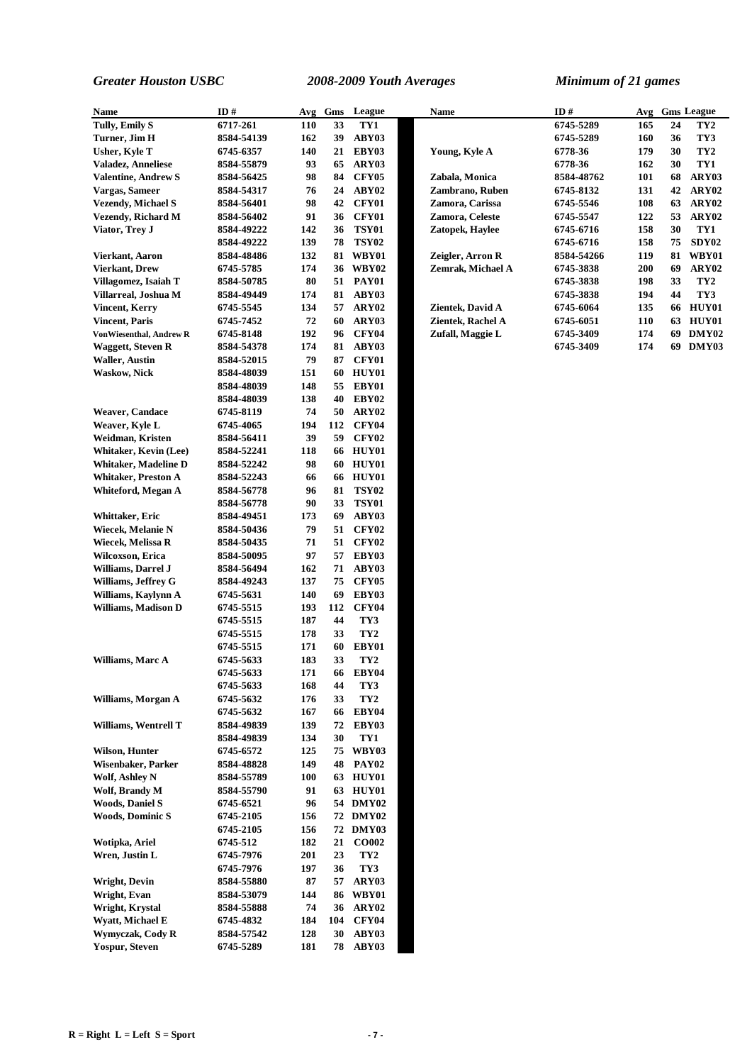*Greater Houston USBC* *2008-2009 Youth Averages* *Minimum of 21 games*

| Name | ID # | Avg | Gms | League |
|---|---|---|---|---|
| Tully, Emily S | 6717-261 | 110 | 33 | TY1 |
| Turner, Jim H | 8584-54139 | 162 | 39 | ABY03 |
| Usher, Kyle T | 6745-6357 | 140 | 21 | EBY03 |
| Valadez, Anneliese | 8584-55879 | 93 | 65 | ARY03 |
| Valentine, Andrew S | 8584-56425 | 98 | 84 | CFY05 |
| Vargas, Sameer | 8584-54317 | 76 | 24 | ABY02 |
| Vezendy, Michael S | 8584-56401 | 98 | 42 | CFY01 |
| Vezendy, Richard M | 8584-56402 | 91 | 36 | CFY01 |
| Viator, Trey J | 8584-49222 | 142 | 36 | TSY01 |
| | 8584-49222 | 139 | 78 | TSY02 |
| Vierkant, Aaron | 8584-48486 | 132 | 81 | WBY01 |
| Vierkant, Drew | 6745-5785 | 174 | 36 | WBY02 |
| Villagomez, Isaiah T | 8584-50785 | 80 | 51 | PAY01 |
| Villarreal, Joshua M | 8584-49449 | 174 | 81 | ABY03 |
| Vincent, Kerry | 6745-5545 | 134 | 57 | ARY02 |
| Vincent, Paris | 6745-7452 | 72 | 60 | ARY03 |
| VonWiesenthal, Andrew R | 6745-8148 | 192 | 96 | CFY04 |
| Waggett, Steven R | 8584-54378 | 174 | 81 | ABY03 |
| Waller, Austin | 8584-52015 | 79 | 87 | CFY01 |
| Waskow, Nick | 8584-48039 | 151 | 60 | HUY01 |
| | 8584-48039 | 148 | 55 | EBY01 |
| | 8584-48039 | 138 | 40 | EBY02 |
| Weaver, Candace | 6745-8119 | 74 | 50 | ARY02 |
| Weaver, Kyle L | 6745-4065 | 194 | 112 | CFY04 |
| Weidman, Kristen | 8584-56411 | 39 | 59 | CFY02 |
| Whitaker, Kevin (Lee) | 8584-52241 | 118 | 66 | HUY01 |
| Whitaker, Madeline D | 8584-52242 | 98 | 60 | HUY01 |
| Whitaker, Preston A | 8584-52243 | 66 | 66 | HUY01 |
| Whiteford, Megan A | 8584-56778 | 96 | 81 | TSY02 |
| | 8584-56778 | 90 | 33 | TSY01 |
| Whittaker, Eric | 8584-49451 | 173 | 69 | ABY03 |
| Wiecek, Melanie N | 8584-50436 | 79 | 51 | CFY02 |
| Wiecek, Melissa R | 8584-50435 | 71 | 51 | CFY02 |
| Wilcoxson, Erica | 8584-50095 | 97 | 57 | EBY03 |
| Williams, Darrel J | 8584-56494 | 162 | 71 | ABY03 |
| Williams, Jeffrey G | 8584-49243 | 137 | 75 | CFY05 |
| Williams, Kaylynn A | 6745-5631 | 140 | 69 | EBY03 |
| Williams, Madison D | 6745-5515 | 193 | 112 | CFY04 |
| | 6745-5515 | 187 | 44 | TY3 |
| | 6745-5515 | 178 | 33 | TY2 |
| | 6745-5515 | 171 | 60 | EBY01 |
| Williams, Marc A | 6745-5633 | 183 | 33 | TY2 |
| | 6745-5633 | 171 | 66 | EBY04 |
| | 6745-5633 | 168 | 44 | TY3 |
| Williams, Morgan A | 6745-5632 | 176 | 33 | TY2 |
| | 6745-5632 | 167 | 66 | EBY04 |
| Williams, Wentrell T | 8584-49839 | 139 | 72 | EBY03 |
| | 8584-49839 | 134 | 30 | TY1 |
| Wilson, Hunter | 6745-6572 | 125 | 75 | WBY03 |
| Wisenbaker, Parker | 8584-48828 | 149 | 48 | PAY02 |
| Wolf, Ashley N | 8584-55789 | 100 | 63 | HUY01 |
| Wolf, Brandy M | 8584-55790 | 91 | 63 | HUY01 |
| Woods, Daniel S | 6745-6521 | 96 | 54 | DMY02 |
| Woods, Dominic S | 6745-2105 | 156 | 72 | DMY02 |
| | 6745-2105 | 156 | 72 | DMY03 |
| Wotipka, Ariel | 6745-512 | 182 | 21 | CO002 |
| Wren, Justin L | 6745-7976 | 201 | 23 | TY2 |
| | 6745-7976 | 197 | 36 | TY3 |
| Wright, Devin | 8584-55880 | 87 | 57 | ARY03 |
| Wright, Evan | 8584-53079 | 144 | 86 | WBY01 |
| Wright, Krystal | 8584-55888 | 74 | 36 | ARY02 |
| Wyatt, Michael E | 6745-4832 | 184 | 104 | CFY04 |
| Wymyczak, Cody R | 8584-57542 | 128 | 30 | ABY03 |
| Yospur, Steven | 6745-5289 | 181 | 78 | ABY03 |
| | 6745-5289 | 165 | 24 | TY2 |
| | 6745-5289 | 160 | 36 | TY3 |
| Young, Kyle A | 6778-36 | 179 | 30 | TY2 |
| | 6778-36 | 162 | 30 | TY1 |
| Zabala, Monica | 8584-48762 | 101 | 68 | ARY03 |
| Zambrano, Ruben | 6745-8132 | 131 | 42 | ARY02 |
| Zamora, Carissa | 6745-5546 | 108 | 63 | ARY02 |
| Zamora, Celeste | 6745-5547 | 122 | 53 | ARY02 |
| Zatopek, Haylee | 6745-6716 | 158 | 30 | TY1 |
| | 6745-6716 | 158 | 75 | SDY02 |
| Zeigler, Arron R | 8584-54266 | 119 | 81 | WBY01 |
| Zemrak, Michael A | 6745-3838 | 200 | 69 | ARY02 |
| | 6745-3838 | 198 | 33 | TY2 |
| | 6745-3838 | 194 | 44 | TY3 |
| Zientek, David A | 6745-6064 | 135 | 66 | HUY01 |
| Zientek, Rachel A | 6745-6051 | 110 | 63 | HUY01 |
| Zufall, Maggie L | 6745-3409 | 174 | 69 | DMY02 |
| | 6745-3409 | 174 | 69 | DMY03 |

**R = Right L = Left S = Sport**